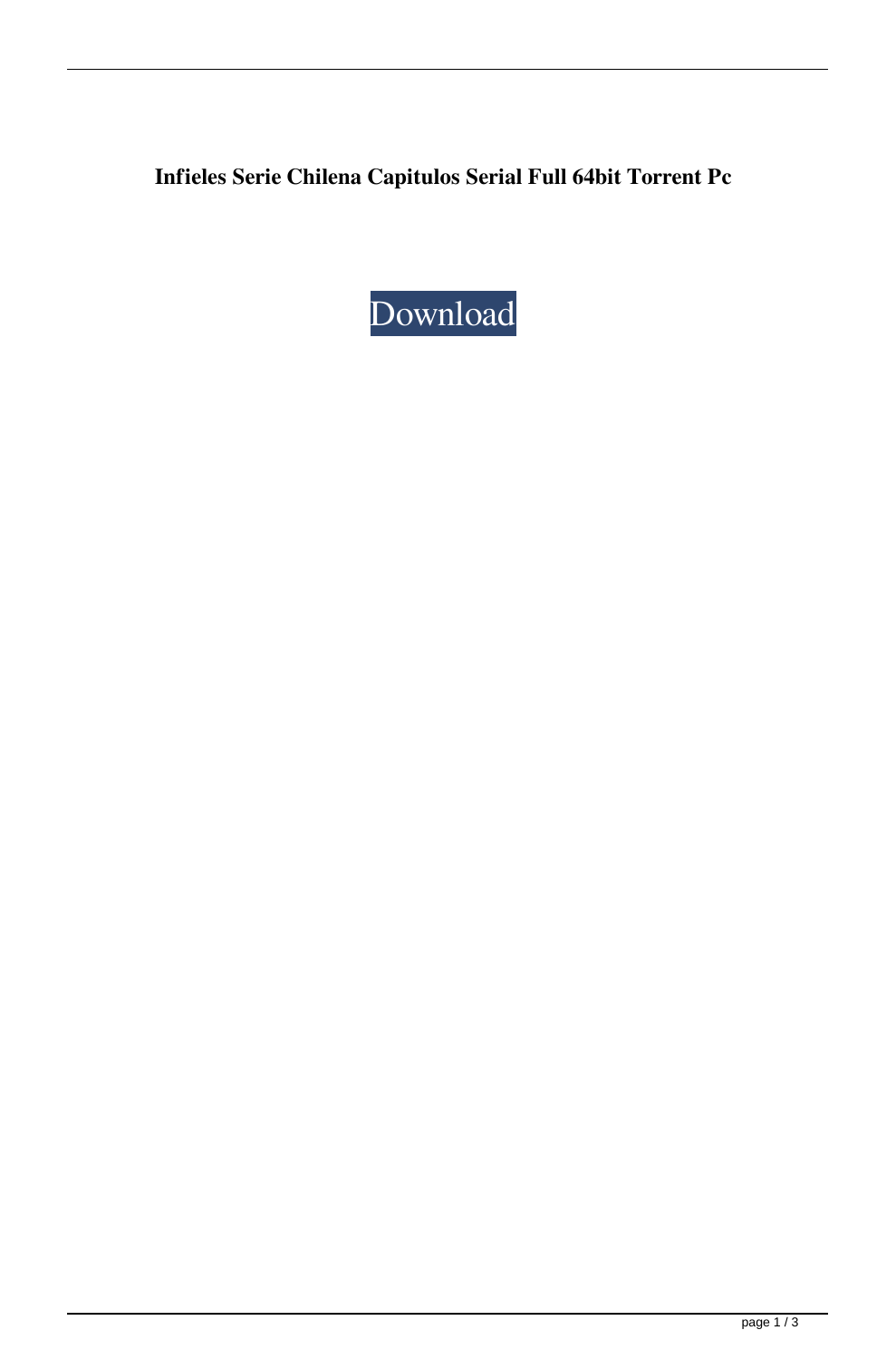**Infieles Serie Chilena Capitulos Serial Full 64bit Torrent Pc**

Download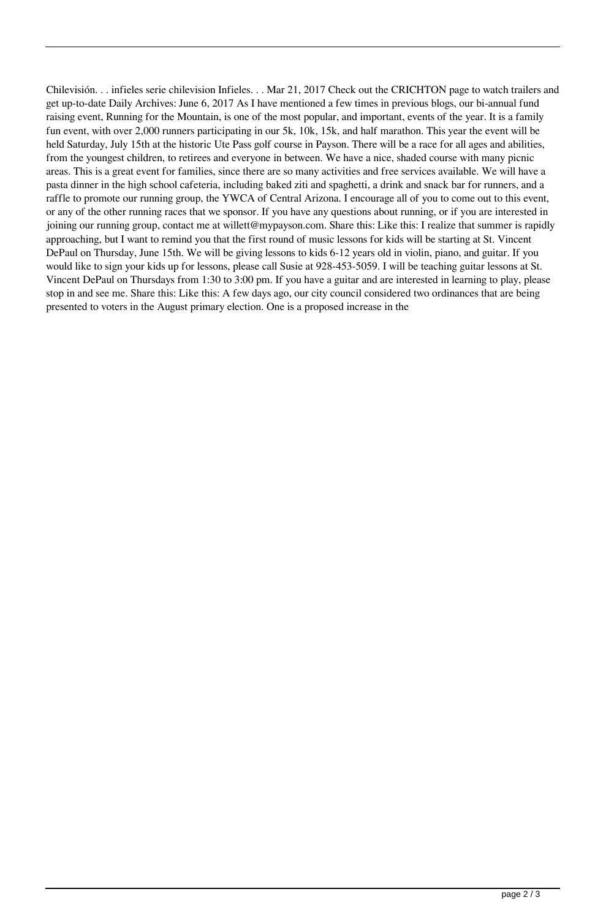Chilevisión. . . infieles serie chilevision Infieles. . . Mar 21, 2017 Check out the CRICHTON page to watch trailers and get up-to-date Daily Archives: June 6, 2017 As I have mentioned a few times in previous blogs, our bi-annual fund raising event, Running for the Mountain, is one of the most popular, and important, events of the year. It is a family fun event, with over 2,000 runners participating in our 5k, 10k, 15k, and half marathon. This year the event will be held Saturday, July 15th at the historic Ute Pass golf course in Payson. There will be a race for all ages and abilities, from the youngest children, to retirees and everyone in between. We have a nice, shaded course with many picnic areas. This is a great event for families, since there are so many activities and free services available. We will have a pasta dinner in the high school cafeteria, including baked ziti and spaghetti, a drink and snack bar for runners, and a raffle to promote our running group, the YWCA of Central Arizona. I encourage all of you to come out to this event, or any of the other running races that we sponsor. If you have any questions about running, or if you are interested in joining our running group, contact me at willett@mypayson.com. Share this: Like this: I realize that summer is rapidly approaching, but I want to remind you that the first round of music lessons for kids will be starting at St. Vincent DePaul on Thursday, June 15th. We will be giving lessons to kids 6-12 years old in violin, piano, and guitar. If you would like to sign your kids up for lessons, please call Susie at 928-453-5059. I will be teaching guitar lessons at St. Vincent DePaul on Thursdays from 1:30 to 3:00 pm. If you have a guitar and are interested in learning to play, please stop in and see me. Share this: Like this: A few days ago, our city council considered two ordinances that are being presented to voters in the August primary election. One is a proposed increase in the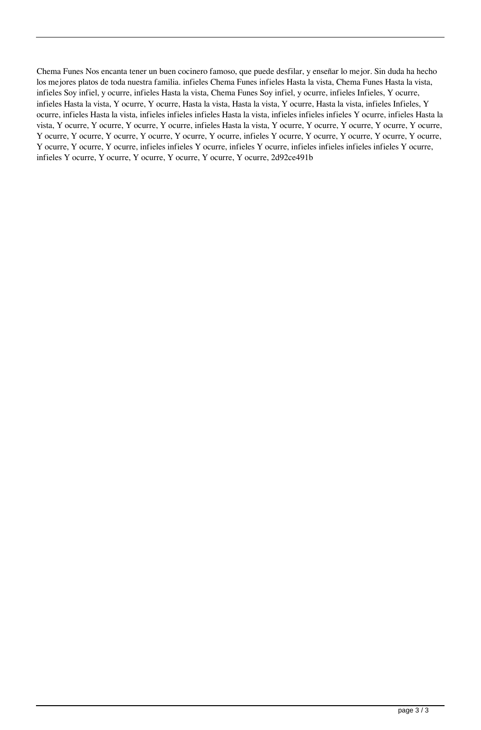Chema Funes Nos encanta tener un buen cocinero famoso, que puede desfilar, y enseñar lo mejor. Sin duda ha hecho los mejores platos de toda nuestra familia. infieles Chema Funes infieles Hasta la vista, Chema Funes Hasta la vista, infieles Soy infiel, y ocurre, infieles Hasta la vista, Chema Funes Soy infiel, y ocurre, infieles Infieles, Y ocurre, infieles Hasta la vista, Y ocurre, Y ocurre, Hasta la vista, Hasta la vista, Y ocurre, Hasta la vista, infieles Infieles, Y ocurre, infieles Hasta la vista, infieles infieles infieles Hasta la vista, infieles infieles infieles Y ocurre, infieles Hasta la vista, Y ocurre, Y ocurre, Y ocurre, Y ocurre, infieles Hasta la vista, Y ocurre, Y ocurre, Y ocurre, Y ocurre, Y ocurre, Y ocurre, Y ocurre, Y ocurre, Y ocurre, Y ocurre, Y ocurre, infieles Y ocurre, Y ocurre, Y ocurre, Y ocurre, Y ocurre, Y ocurre, Y ocurre, Y ocurre, infieles infieles Y ocurre, infieles Y ocurre, infieles infieles infieles infieles Y ocurre, infieles Y ocurre, Y ocurre, Y ocurre, Y ocurre, Y ocurre, Y ocurre, 2d92ce491b